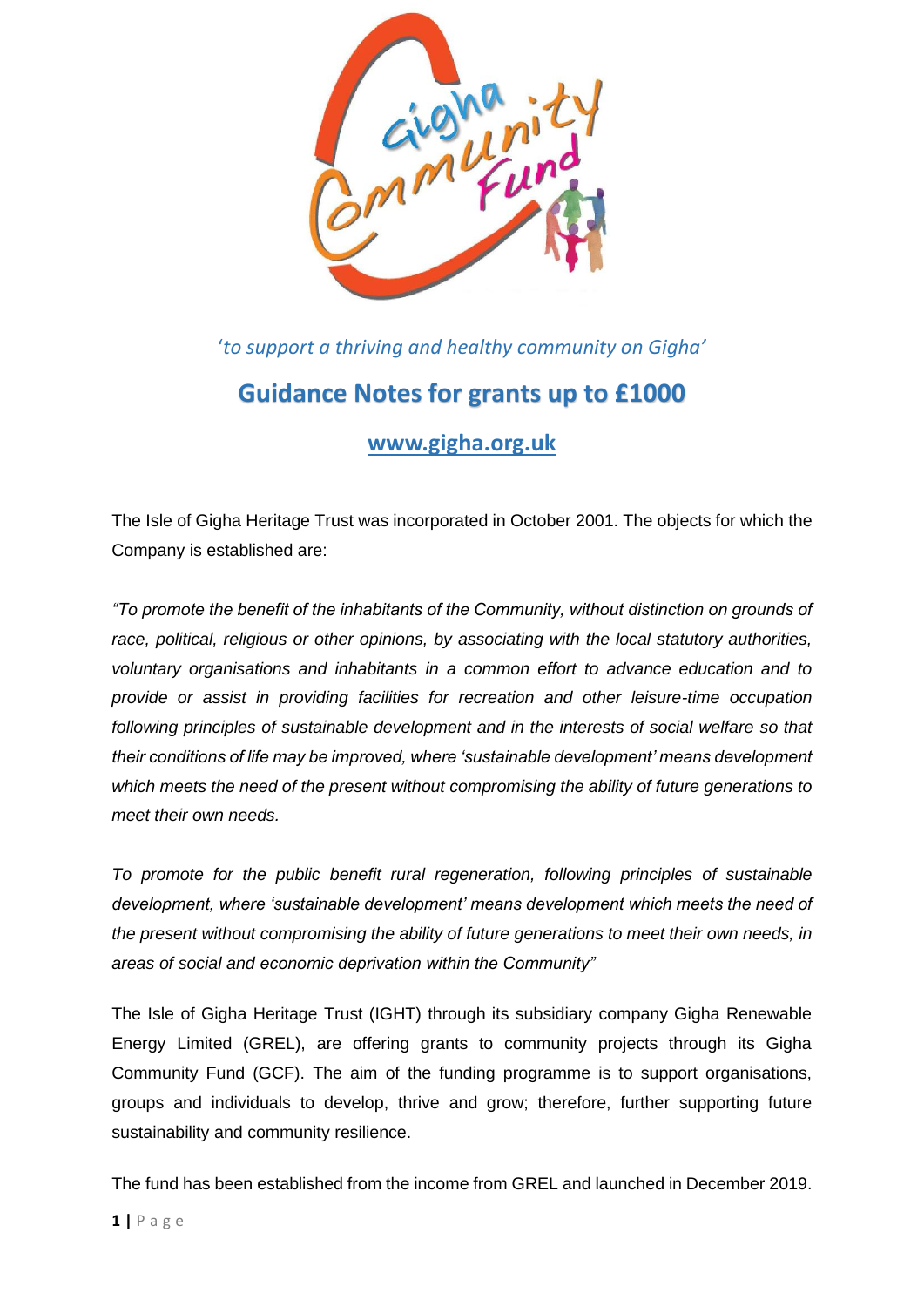*'to support a thriving and healthy community on Gigha'*

# Guidance Notes for grants up to £1000

**[www.gigha.org.uk](http://www.gigha.org.uk)**

The Isle of Gigha Heritage Trust was incorporated in October 2001. The objects for which the Company is established are:

*"To promote the benefit of the inhabitants of the Community, without distinction on grounds of race, political, religious or other opinions, by associating with the local statutory authorities, voluntary organisations and inhabitants in a common effort to advance education and to provide or assist in providing facilities for recreation and other leisure-time occupation following principles of sustainable development and in the interests of social welfare so that their conditions of life may be improved, where 'sustainable development' means development which meets the need of the present without compromising the ability of future generations to meet their own needs.*

*To promote for the public benefit rural regeneration, following principles of sustainable development, where 'sustainable development' means development which meets the need of the present without compromising the ability of future generations to meet their own needs, in areas of social and economic deprivation within the Community"*

The Isle of Gigha Heritage Trust (IGHT) through its subsidiary company Gigha Renewable Energy Limited (GREL), are offering grants to community projects through its Gigha Community Fund (GCF). The aim of the funding programme is to support organisations, groups and individuals to develop, thrive and grow; therefore, further supporting future sustainability and community resilience.

The fund has been established from the income from GREL and launched in December 2019.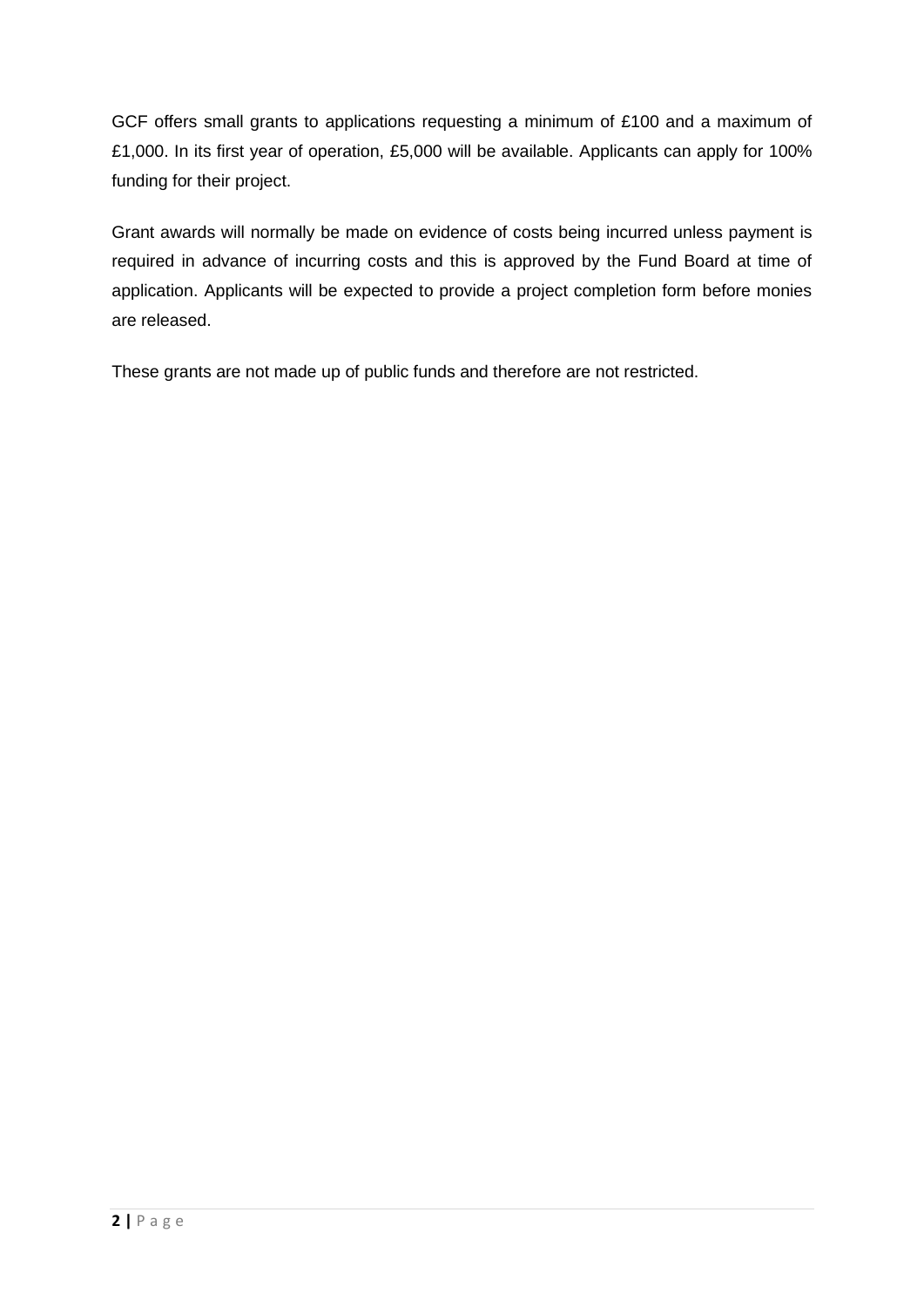GCF offers small grants to applications requesting a minimum of £100 and a maximum of £1,000. In its first year of operation, £5,000 will be available. Applicants can apply for 100% funding for their project.

Grant awards will normally be made on evidence of costs being incurred unless payment is required in advance of incurring costs and this is approved by the Fund Board at time of application. Applicants will be expected to provide a project completion form before monies are released.

These grants are not made up of public funds and therefore are not restricted.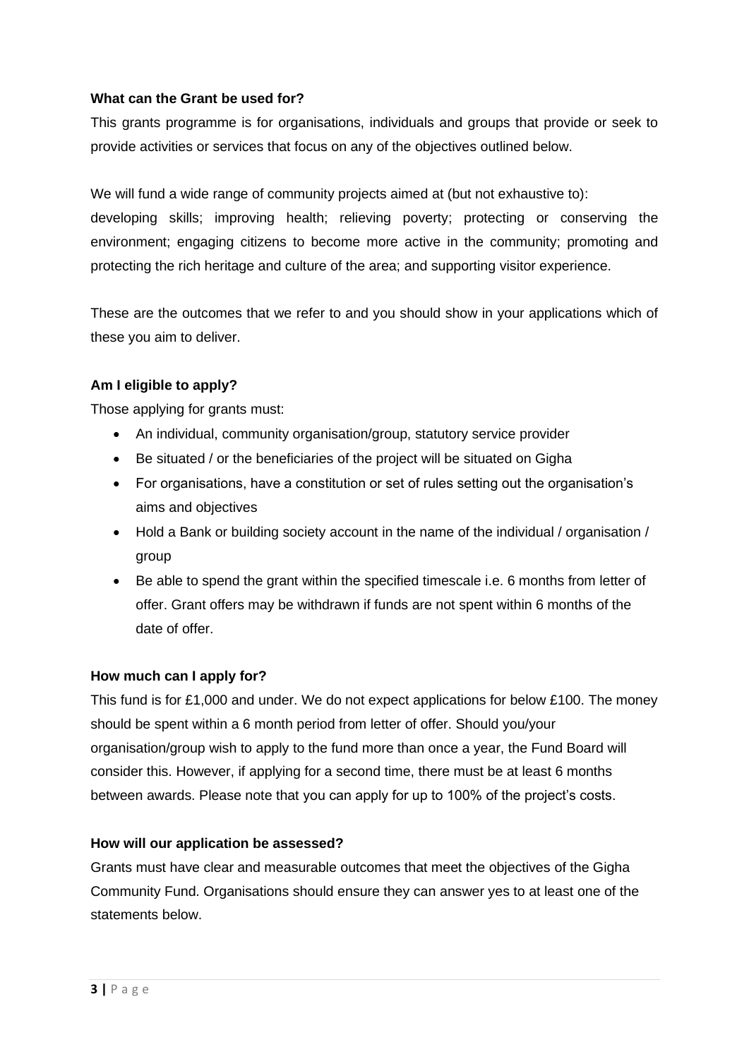**What can the Grant be used for?**

This grants programme is for organisations, individuals and groups that provide or seek to provide activities or services that focus on any of the objectives outlined below.

We will fund a wide range of community projects aimed at (but not exhaustive to): developing skills; improving health; relieving poverty; protecting or conserving the environment; engaging citizens to become more active in the community; promoting and protecting the rich heritage and culture of the area; and supporting visitor experience.

These are the outcomes that we refer to and you should show in your applications which of these you aim to deliver.

**Am I eligible to apply?**

Those applying for grants must:

- An individual, community organisation/group, statutory service provider
- Be situated / or the beneficiaries of the project will be situated on Gigha
- For organisations, have a constitution or set of rules setting out the organisation's aims and objectives
- Hold a Bank or building society account in the name of the individual / organisation / group
- Be able to spend the grant within the specified timescale i.e. 6 months from letter of offer. Grant offers may be withdrawn if funds are not spent within 6 months of the date of offer.

**How much can I apply for?**

This fund is for £1,000 and under. We do not expect applications for below £100. The money should be spent within a 6 month period from letter of offer. Should you/your organisation/group wish to apply to the fund more than once a year, the Fund Board will consider this. However, if applying for a second time, there must be at least 6 months between awards. Please note that you can apply for up to 100% of the project's costs.

**How will our application be assessed?**

Grants must have clear and measurable outcomes that meet the objectives of the Gigha Community Fund. Organisations should ensure they can answer yes to at least one of the statements below.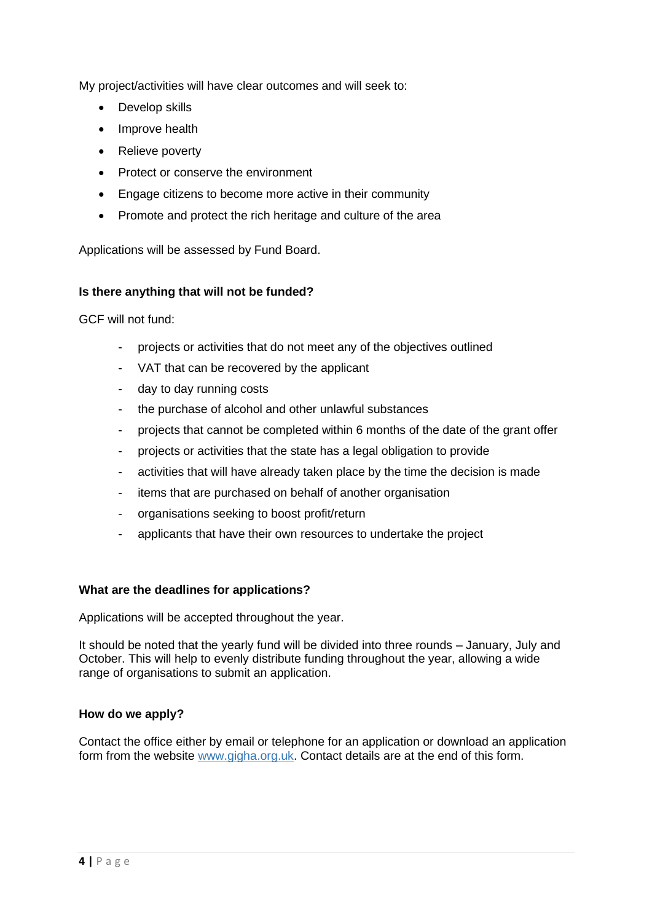My project/activities will have clear outcomes and will seek to:

- Develop skills
- Improve health
- Relieve poverty
- Protect or conserve the environment
- Engage citizens to become more active in their community
- Promote and protect the rich heritage and culture of the area

Applications will be assessed by Fund Board.

**Is there anything that will not be funded?**

GCF will not fund:

- projects or activities that do not meet any of the objectives outlined
- VAT that can be recovered by the applicant
- day to day running costs
- the purchase of alcohol and other unlawful substances
- projects that cannot be completed within 6 months of the date of the grant offer
- projects or activities that the state has a legal obligation to provide
- activities that will have already taken place by the time the decision is made
- items that are purchased on behalf of another organisation
- organisations seeking to boost profit/return
- applicants that have their own resources to undertake the project

**What are the deadlines for applications?**

Applications will be accepted throughout the year.

It should be noted that the yearly fund will be divided into three rounds – January, July and October. This will help to evenly distribute funding throughout the year, allowing a wide range of organisations to submit an application.

**How do we apply?**

Contact the office either by email or telephone for an application or download an application form from the website [www.gigha.org.uk](http://www.gigha.org.uk). Contact details are at the end of this form.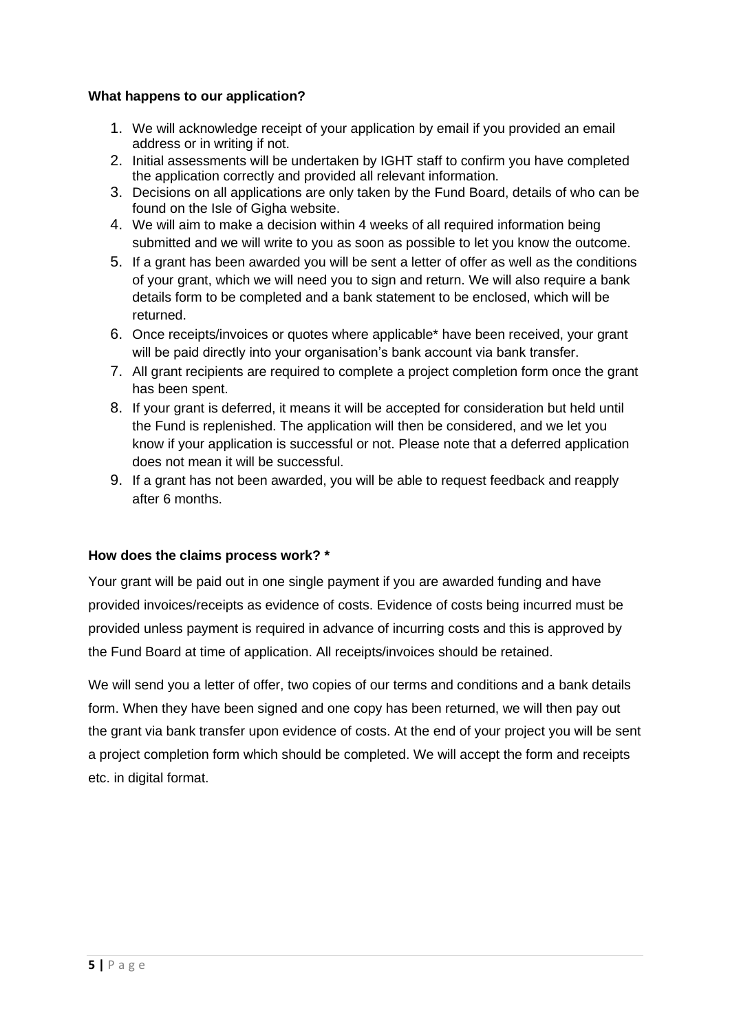**What happens to our application?**

1. We will acknowledge receipt of your application by email if you provided an email address or in writing if not.
2. Initial assessments will be undertaken by IGHT staff to confirm you have completed the application correctly and provided all relevant information.
3. Decisions on all applications are only taken by the Fund Board, details of who can be found on the Isle of Gigha website.
4. We will aim to make a decision within 4 weeks of all required information being submitted and we will write to you as soon as possible to let you know the outcome.
5. If a grant has been awarded you will be sent a letter of offer as well as the conditions of your grant, which we will need you to sign and return. We will also require a bank details form to be completed and a bank statement to be enclosed, which will be returned.
6. Once receipts/invoices or quotes where applicable* have been received, your grant will be paid directly into your organisation's bank account via bank transfer.
7. All grant recipients are required to complete a project completion form once the grant has been spent.
8. If your grant is deferred, it means it will be accepted for consideration but held until the Fund is replenished. The application will then be considered, and we let you know if your application is successful or not. Please note that a deferred application does not mean it will be successful.
9. If a grant has not been awarded, you will be able to request feedback and reapply after 6 months.

**How does the claims process work? ***

Your grant will be paid out in one single payment if you are awarded funding and have provided invoices/receipts as evidence of costs. Evidence of costs being incurred must be provided unless payment is required in advance of incurring costs and this is approved by the Fund Board at time of application. All receipts/invoices should be retained.

We will send you a letter of offer, two copies of our terms and conditions and a bank details form. When they have been signed and one copy has been returned, we will then pay out the grant via bank transfer upon evidence of costs. At the end of your project you will be sent a project completion form which should be completed. We will accept the form and receipts etc. in digital format.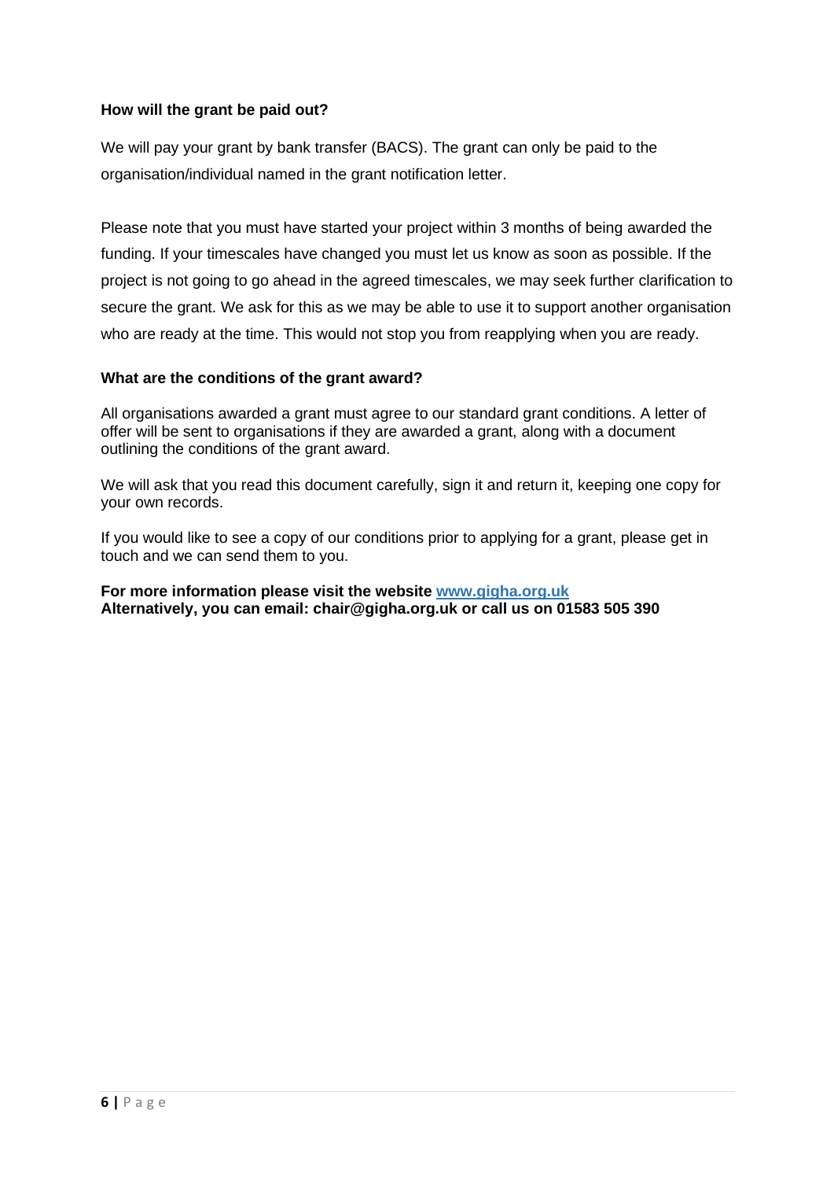**How will the grant be paid out?**

We will pay your grant by bank transfer (BACS). The grant can only be paid to the organisation/individual named in the grant notification letter.

Please note that you must have started your project within 3 months of being awarded the funding. If your timescales have changed you must let us know as soon as possible. If the project is not going to go ahead in the agreed timescales, we may seek further clarification to secure the grant. We ask for this as we may be able to use it to support another organisation who are ready at the time. This would not stop you from reapplying when you are ready.

**What are the conditions of the grant award?**

All organisations awarded a grant must agree to our standard grant conditions. A letter of offer will be sent to organisations if they are awarded a grant, along with a document outlining the conditions of the grant award.

We will ask that you read this document carefully, sign it and return it, keeping one copy for your own records.

If you would like to see a copy of our conditions prior to applying for a grant, please get in touch and we can send them to you.

**For more information please visit the website [www.gigha.org.uk](http://www.gigha.org.uk)**
**Alternatively, you can email: chair@gigha.org.uk or call us on 01583 505 390**